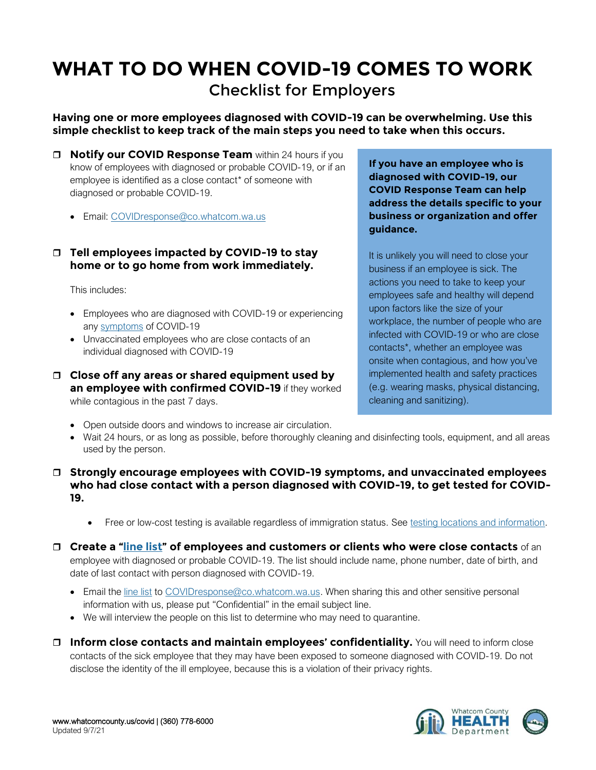# WHAT TO DO WHEN COVID-19 COMES TO WORK

## Checklist for Employers

**Having one or more employees diagnosed with COVID-19 can be overwhelming. Use this simple checklist to keep track of the main steps you need to take when this occurs.**

**If you have an employee who is diagnosed with COVID-19, our COVID Response Team can help address the details specific to your business or organization and offer guidance.**

It is unlikely you will need to close your business if an employee is sick. The actions you need to take to keep your employees safe and healthy will depend upon factors like the size of your workplace, the number of people who are infected with COVID-19 or who are close contacts*, whether an employee was onsite when contagious, and how you've implemented health and safety practices (e.g. wearing masks, physical distancing, cleaning and sanitizing).

- ☐ **Notify our COVID Response Team** within 24 hours if you know of employees with diagnosed or probable COVID-19, or if an employee is identified as a close contact* of someone with diagnosed or probable COVID-19.
  - Email: COVIDresponse@co.whatcom.wa.us

- ☐ **Tell employees impacted by COVID-19 to stay home or to go home from work immediately.**

  This includes:
  - Employees who are diagnosed with COVID-19 or experiencing any symptoms of COVID-19
  - Unvaccinated employees who are close contacts of an individual diagnosed with COVID-19

- ☐ **Close off any areas or shared equipment used by an employee with confirmed COVID-19** if they worked while contagious in the past 7 days.
  - Open outside doors and windows to increase air circulation.
  - Wait 24 hours, or as long as possible, before thoroughly cleaning and disinfecting tools, equipment, and all areas used by the person.

- ☐ **Strongly encourage employees with COVID-19 symptoms, and unvaccinated employees who had close contact with a person diagnosed with COVID-19, to get tested for COVID-19.**
  - Free or low-cost testing is available regardless of immigration status. See testing locations and information.

- ☐ **Create a "line list" of employees and customers or clients who were close contacts** of an employee with diagnosed or probable COVID-19. The list should include name, phone number, date of birth, and date of last contact with person diagnosed with COVID-19.
  - Email the line list to COVIDresponse@co.whatcom.wa.us. When sharing this and other sensitive personal information with us, please put "Confidential" in the email subject line.
  - We will interview the people on this list to determine who may need to quarantine.

- ☐ **Inform close contacts and maintain employees' confidentiality.** You will need to inform close contacts of the sick employee that they may have been exposed to someone diagnosed with COVID-19. Do not disclose the identity of the ill employee, because this is a violation of their privacy rights.

www.whatcomcounty.us/covid | (360) 778-6000
Updated 9/7/21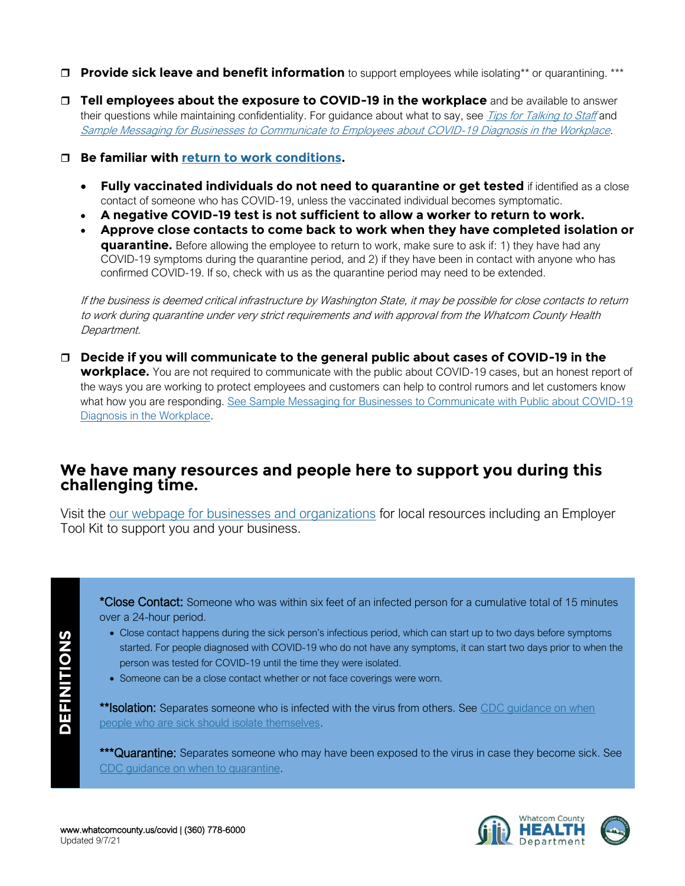- ☐ **Provide sick leave and benefit information** to support employees while isolating** or quarantining. ***

- ☐ **Tell employees about the exposure to COVID-19 in the workplace** and be available to answer their questions while maintaining confidentiality. For guidance about what to say, see *Tips for Talking to Staff* and *Sample Messaging for Businesses to Communicate to Employees about COVID-19 Diagnosis in the Workplace*.

- ☐ **Be familiar with return to work conditions.**

  - **Fully vaccinated individuals do not need to quarantine or get tested** if identified as a close contact of someone who has COVID-19, unless the vaccinated individual becomes symptomatic.
  - **A negative COVID-19 test is not sufficient to allow a worker to return to work.**
  - **Approve close contacts to come back to work when they have completed isolation or quarantine.** Before allowing the employee to return to work, make sure to ask if: 1) they have had any COVID-19 symptoms during the quarantine period, and 2) if they have been in contact with anyone who has confirmed COVID-19. If so, check with us as the quarantine period may need to be extended.

  *If the business is deemed critical infrastructure by Washington State, it may be possible for close contacts to return to work during quarantine under very strict requirements and with approval from the Whatcom County Health Department.*

- ☐ **Decide if you will communicate to the general public about cases of COVID-19 in the workplace.** You are not required to communicate with the public about COVID-19 cases, but an honest report of the ways you are working to protect employees and customers can help to control rumors and let customers know what how you are responding. See Sample Messaging for Businesses to Communicate with Public about COVID-19 Diagnosis in the Workplace.

## We have many resources and people here to support you during this challenging time.

Visit the our webpage for businesses and organizations for local resources including an Employer Tool Kit to support you and your business.

**DEFINITIONS**

***Close Contact:** Someone who was within six feet of an infected person for a cumulative total of 15 minutes over a 24-hour period.

- Close contact happens during the sick person's infectious period, which can start up to two days before symptoms started. For people diagnosed with COVID-19 who do not have any symptoms, it can start two days prior to when the person was tested for COVID-19 until the time they were isolated.
- Someone can be a close contact whether or not face coverings were worn.

****Isolation:** Separates someone who is infected with the virus from others. See CDC guidance on when people who are sick should isolate themselves.

*****Quarantine:** Separates someone who may have been exposed to the virus in case they become sick. See CDC guidance on when to quarantine.

www.whatcomcounty.us/covid | (360) 778-6000
Updated 9/7/21